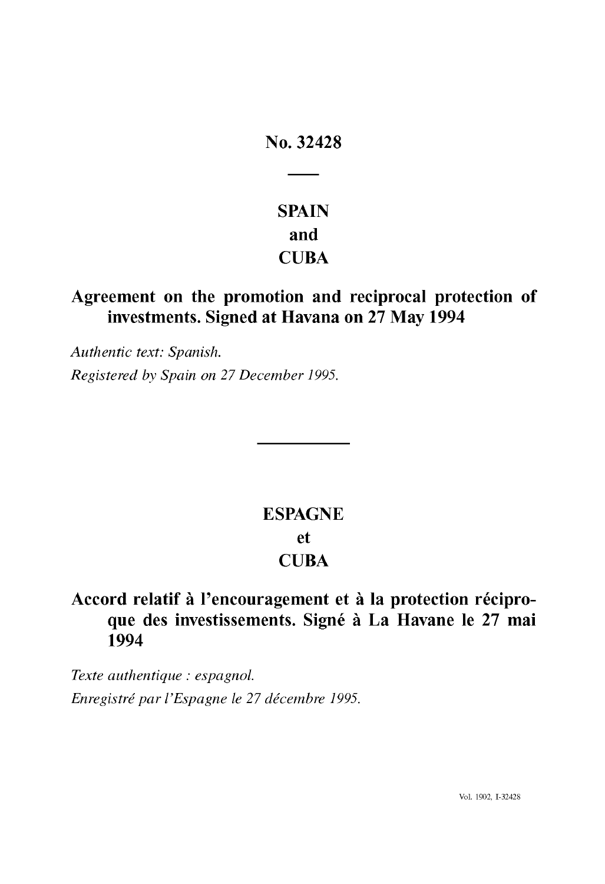# No. 32428

# SPAIN
# and
# CUBA

## Agreement on the promotion and reciprocal protection of investments. Signed at Havana on 27 May 1994

*Authentic text: Spanish.*

*Registered by Spain on 27 December 1995.*

---

# ESPAGNE
# et
# CUBA

## Accord relatif à l'encouragement et à la protection réciproque des investissements. Signé à La Havane le 27 mai 1994

*Texte authentique : espagnol.*

*Enregistré par l'Espagne le 27 décembre 1995.*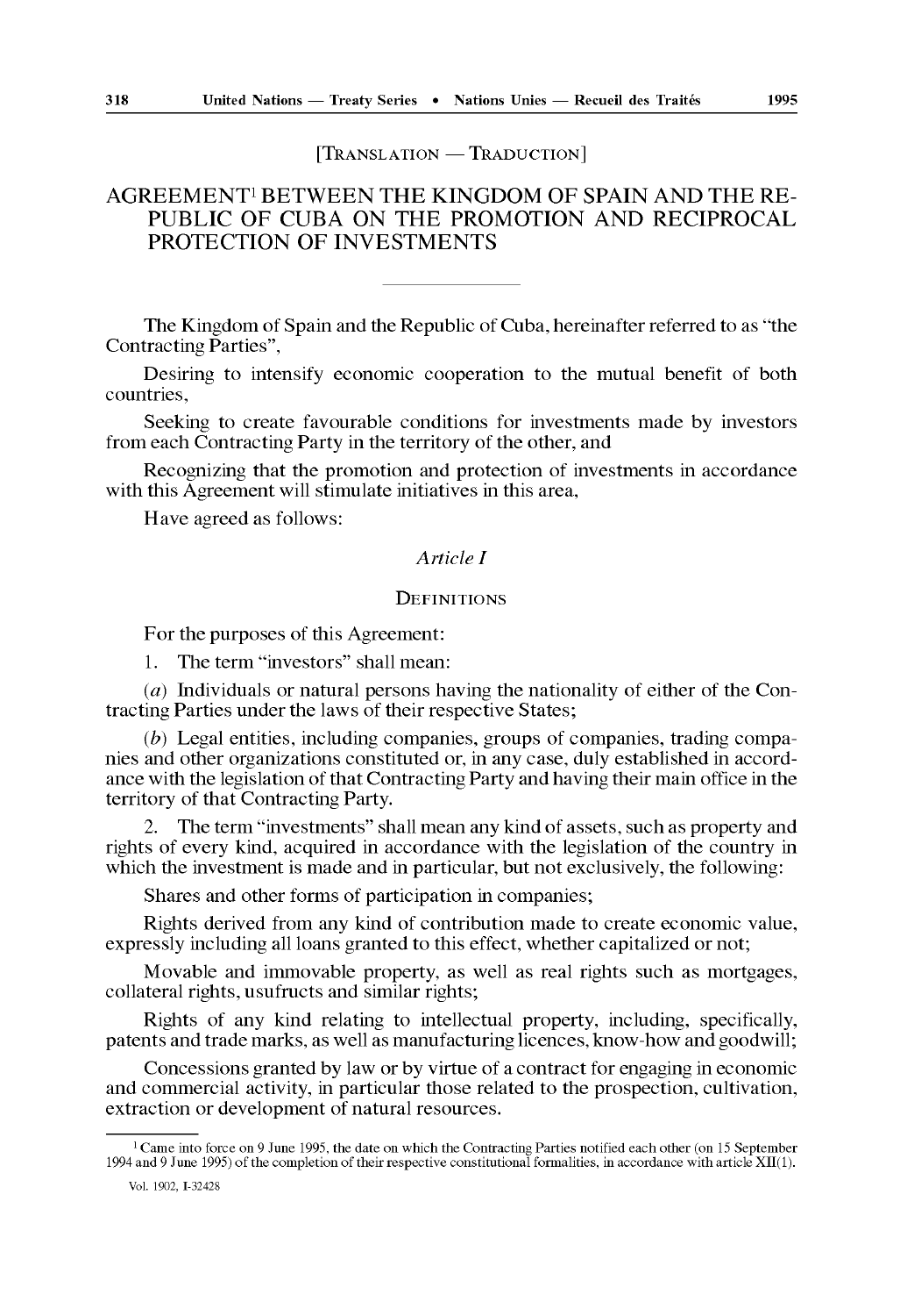[TRANSLATION — TRADUCTION]

# AGREEMENT[1] BETWEEN THE KINGDOM OF SPAIN AND THE REPUBLIC OF CUBA ON THE PROMOTION AND RECIPROCAL PROTECTION OF INVESTMENTS

The Kingdom of Spain and the Republic of Cuba, hereinafter referred to as "the Contracting Parties",

Desiring to intensify economic cooperation to the mutual benefit of both countries,

Seeking to create favourable conditions for investments made by investors from each Contracting Party in the territory of the other, and

Recognizing that the promotion and protection of investments in accordance with this Agreement will stimulate initiatives in this area,

Have agreed as follows:

## *Article I*

### DEFINITIONS

For the purposes of this Agreement:

1. The term "investors" shall mean:

(*a*) Individuals or natural persons having the nationality of either of the Contracting Parties under the laws of their respective States;

(*b*) Legal entities, including companies, groups of companies, trading companies and other organizations constituted or, in any case, duly established in accordance with the legislation of that Contracting Party and having their main office in the territory of that Contracting Party.

2. The term "investments" shall mean any kind of assets, such as property and rights of every kind, acquired in accordance with the legislation of the country in which the investment is made and in particular, but not exclusively, the following:

Shares and other forms of participation in companies;

Rights derived from any kind of contribution made to create economic value, expressly including all loans granted to this effect, whether capitalized or not;

Movable and immovable property, as well as real rights such as mortgages, collateral rights, usufructs and similar rights;

Rights of any kind relating to intellectual property, including, specifically, patents and trade marks, as well as manufacturing licences, know-how and goodwill;

Concessions granted by law or by virtue of a contract for engaging in economic and commercial activity, in particular those related to the prospection, cultivation, extraction or development of natural resources.

---

[1] Came into force on 9 June 1995, the date on which the Contracting Parties notified each other (on 15 September 1994 and 9 June 1995) of the completion of their respective constitutional formalities, in accordance with article XII(1).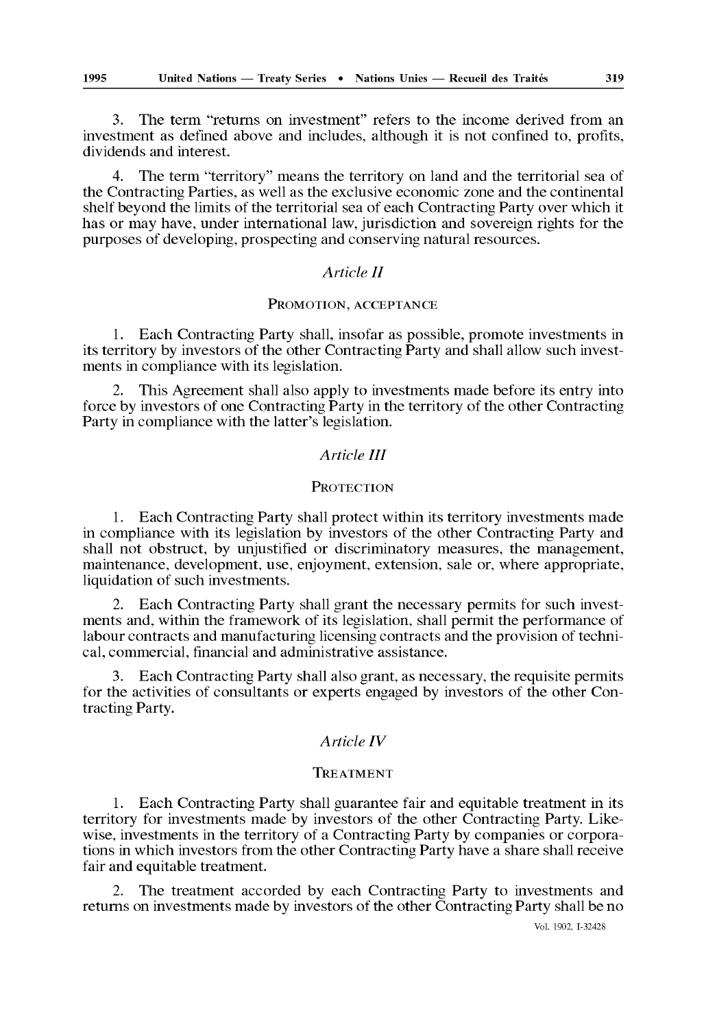3. The term "returns on investment" refers to the income derived from an investment as defined above and includes, although it is not confined to, profits, dividends and interest.

4. The term "territory" means the territory on land and the territorial sea of the Contracting Parties, as well as the exclusive economic zone and the continental shelf beyond the limits of the territorial sea of each Contracting Party over which it has or may have, under international law, jurisdiction and sovereign rights for the purposes of developing, prospecting and conserving natural resources.

### *Article II*

#### PROMOTION, ACCEPTANCE

1. Each Contracting Party shall, insofar as possible, promote investments in its territory by investors of the other Contracting Party and shall allow such investments in compliance with its legislation.

2. This Agreement shall also apply to investments made before its entry into force by investors of one Contracting Party in the territory of the other Contracting Party in compliance with the latter's legislation.

### *Article III*

#### PROTECTION

1. Each Contracting Party shall protect within its territory investments made in compliance with its legislation by investors of the other Contracting Party and shall not obstruct, by unjustified or discriminatory measures, the management, maintenance, development, use, enjoyment, extension, sale or, where appropriate, liquidation of such investments.

2. Each Contracting Party shall grant the necessary permits for such investments and, within the framework of its legislation, shall permit the performance of labour contracts and manufacturing licensing contracts and the provision of technical, commercial, financial and administrative assistance.

3. Each Contracting Party shall also grant, as necessary, the requisite permits for the activities of consultants or experts engaged by investors of the other Contracting Party.

### *Article IV*

#### TREATMENT

1. Each Contracting Party shall guarantee fair and equitable treatment in its territory for investments made by investors of the other Contracting Party. Likewise, investments in the territory of a Contracting Party by companies or corporations in which investors from the other Contracting Party have a share shall receive fair and equitable treatment.

2. The treatment accorded by each Contracting Party to investments and returns on investments made by investors of the other Contracting Party shall be no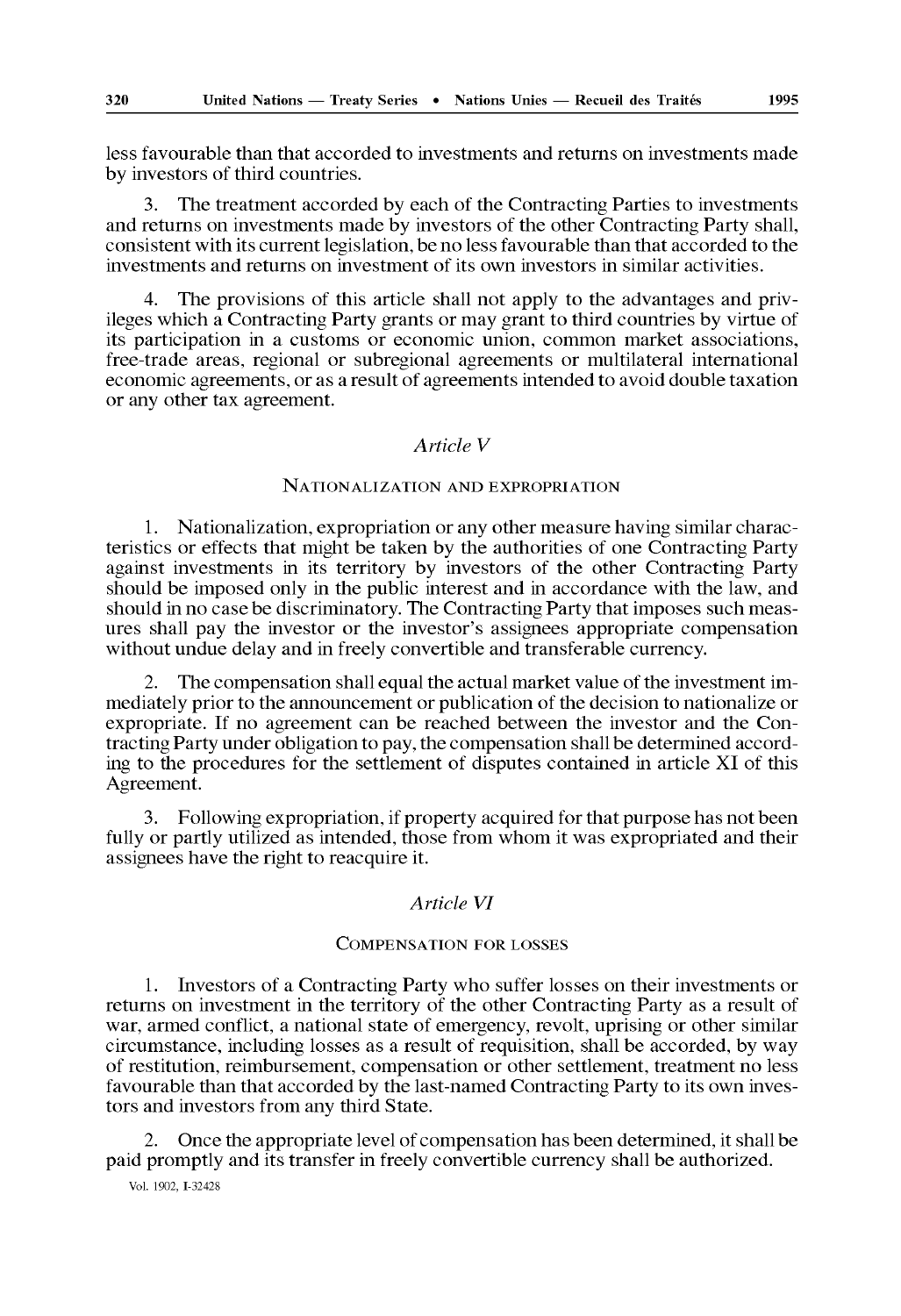less favourable than that accorded to investments and returns on investments made by investors of third countries.

3. The treatment accorded by each of the Contracting Parties to investments and returns on investments made by investors of the other Contracting Party shall, consistent with its current legislation, be no less favourable than that accorded to the investments and returns on investment of its own investors in similar activities.

4. The provisions of this article shall not apply to the advantages and privileges which a Contracting Party grants or may grant to third countries by virtue of its participation in a customs or economic union, common market associations, free-trade areas, regional or subregional agreements or multilateral international economic agreements, or as a result of agreements intended to avoid double taxation or any other tax agreement.

### *Article V*

### Nationalization and expropriation

1. Nationalization, expropriation or any other measure having similar characteristics or effects that might be taken by the authorities of one Contracting Party against investments in its territory by investors of the other Contracting Party should be imposed only in the public interest and in accordance with the law, and should in no case be discriminatory. The Contracting Party that imposes such measures shall pay the investor or the investor's assignees appropriate compensation without undue delay and in freely convertible and transferable currency.

2. The compensation shall equal the actual market value of the investment immediately prior to the announcement or publication of the decision to nationalize or expropriate. If no agreement can be reached between the investor and the Contracting Party under obligation to pay, the compensation shall be determined according to the procedures for the settlement of disputes contained in article XI of this Agreement.

3. Following expropriation, if property acquired for that purpose has not been fully or partly utilized as intended, those from whom it was expropriated and their assignees have the right to reacquire it.

### *Article VI*

### Compensation for losses

1. Investors of a Contracting Party who suffer losses on their investments or returns on investment in the territory of the other Contracting Party as a result of war, armed conflict, a national state of emergency, revolt, uprising or other similar circumstance, including losses as a result of requisition, shall be accorded, by way of restitution, reimbursement, compensation or other settlement, treatment no less favourable than that accorded by the last-named Contracting Party to its own investors and investors from any third State.

2. Once the appropriate level of compensation has been determined, it shall be paid promptly and its transfer in freely convertible currency shall be authorized.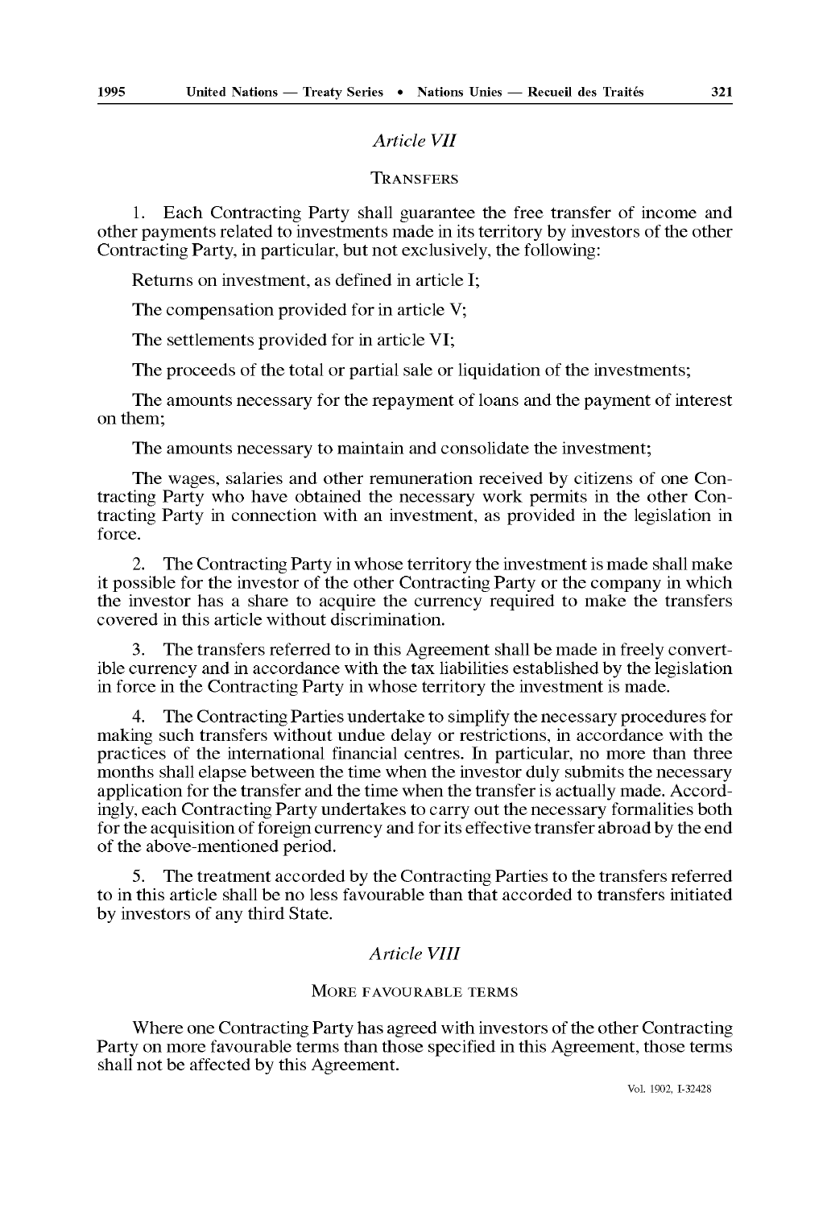## *Article VII*

### TRANSFERS

1. Each Contracting Party shall guarantee the free transfer of income and other payments related to investments made in its territory by investors of the other Contracting Party, in particular, but not exclusively, the following:

Returns on investment, as defined in article I;

The compensation provided for in article V;

The settlements provided for in article VI;

The proceeds of the total or partial sale or liquidation of the investments;

The amounts necessary for the repayment of loans and the payment of interest on them;

The amounts necessary to maintain and consolidate the investment;

The wages, salaries and other remuneration received by citizens of one Contracting Party who have obtained the necessary work permits in the other Contracting Party in connection with an investment, as provided in the legislation in force.

2. The Contracting Party in whose territory the investment is made shall make it possible for the investor of the other Contracting Party or the company in which the investor has a share to acquire the currency required to make the transfers covered in this article without discrimination.

3. The transfers referred to in this Agreement shall be made in freely convertible currency and in accordance with the tax liabilities established by the legislation in force in the Contracting Party in whose territory the investment is made.

4. The Contracting Parties undertake to simplify the necessary procedures for making such transfers without undue delay or restrictions, in accordance with the practices of the international financial centres. In particular, no more than three months shall elapse between the time when the investor duly submits the necessary application for the transfer and the time when the transfer is actually made. Accordingly, each Contracting Party undertakes to carry out the necessary formalities both for the acquisition of foreign currency and for its effective transfer abroad by the end of the above-mentioned period.

5. The treatment accorded by the Contracting Parties to the transfers referred to in this article shall be no less favourable than that accorded to transfers initiated by investors of any third State.

## *Article VIII*

### MORE FAVOURABLE TERMS

Where one Contracting Party has agreed with investors of the other Contracting Party on more favourable terms than those specified in this Agreement, those terms shall not be affected by this Agreement.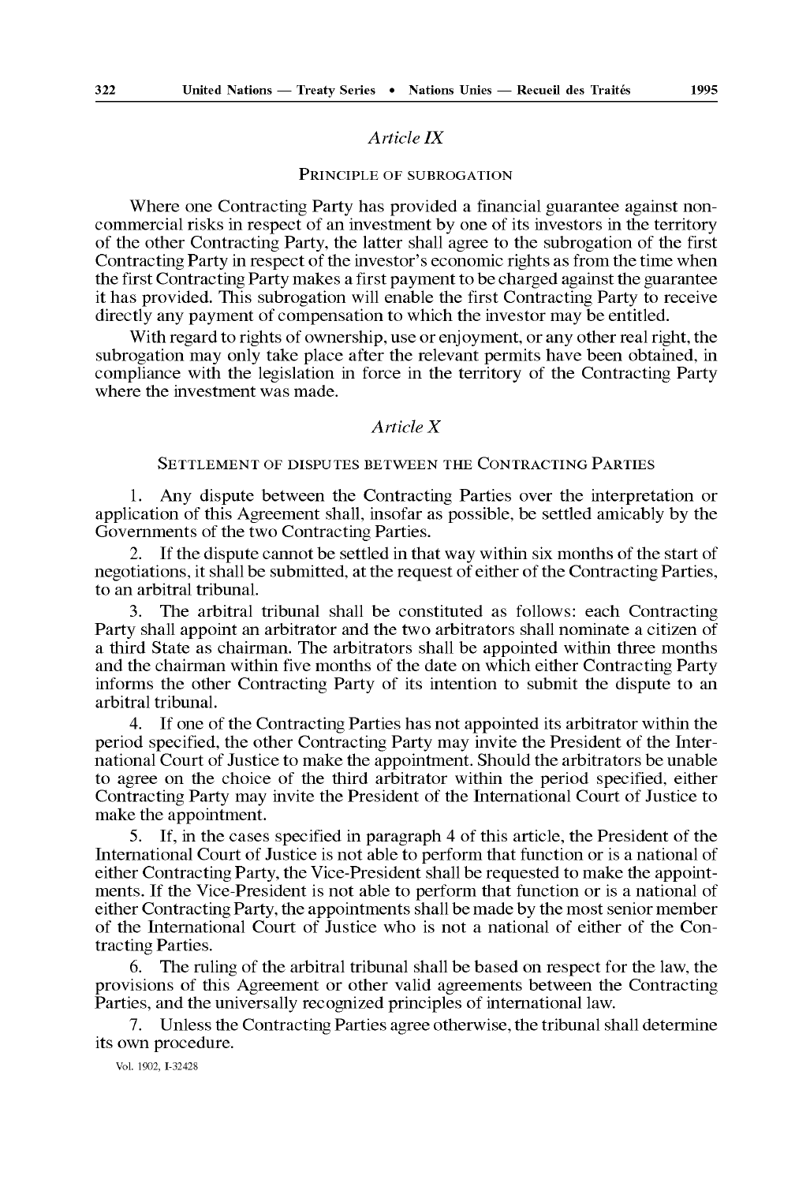## *Article IX*

### Principle of subrogation

Where one Contracting Party has provided a financial guarantee against non-commercial risks in respect of an investment by one of its investors in the territory of the other Contracting Party, the latter shall agree to the subrogation of the first Contracting Party in respect of the investor's economic rights as from the time when the first Contracting Party makes a first payment to be charged against the guarantee it has provided. This subrogation will enable the first Contracting Party to receive directly any payment of compensation to which the investor may be entitled.

With regard to rights of ownership, use or enjoyment, or any other real right, the subrogation may only take place after the relevant permits have been obtained, in compliance with the legislation in force in the territory of the Contracting Party where the investment was made.

## *Article X*

### Settlement of disputes between the Contracting Parties

1. Any dispute between the Contracting Parties over the interpretation or application of this Agreement shall, insofar as possible, be settled amicably by the Governments of the two Contracting Parties.

2. If the dispute cannot be settled in that way within six months of the start of negotiations, it shall be submitted, at the request of either of the Contracting Parties, to an arbitral tribunal.

3. The arbitral tribunal shall be constituted as follows: each Contracting Party shall appoint an arbitrator and the two arbitrators shall nominate a citizen of a third State as chairman. The arbitrators shall be appointed within three months and the chairman within five months of the date on which either Contracting Party informs the other Contracting Party of its intention to submit the dispute to an arbitral tribunal.

4. If one of the Contracting Parties has not appointed its arbitrator within the period specified, the other Contracting Party may invite the President of the International Court of Justice to make the appointment. Should the arbitrators be unable to agree on the choice of the third arbitrator within the period specified, either Contracting Party may invite the President of the International Court of Justice to make the appointment.

5. If, in the cases specified in paragraph 4 of this article, the President of the International Court of Justice is not able to perform that function or is a national of either Contracting Party, the Vice-President shall be requested to make the appointments. If the Vice-President is not able to perform that function or is a national of either Contracting Party, the appointments shall be made by the most senior member of the International Court of Justice who is not a national of either of the Contracting Parties.

6. The ruling of the arbitral tribunal shall be based on respect for the law, the provisions of this Agreement or other valid agreements between the Contracting Parties, and the universally recognized principles of international law.

7. Unless the Contracting Parties agree otherwise, the tribunal shall determine its own procedure.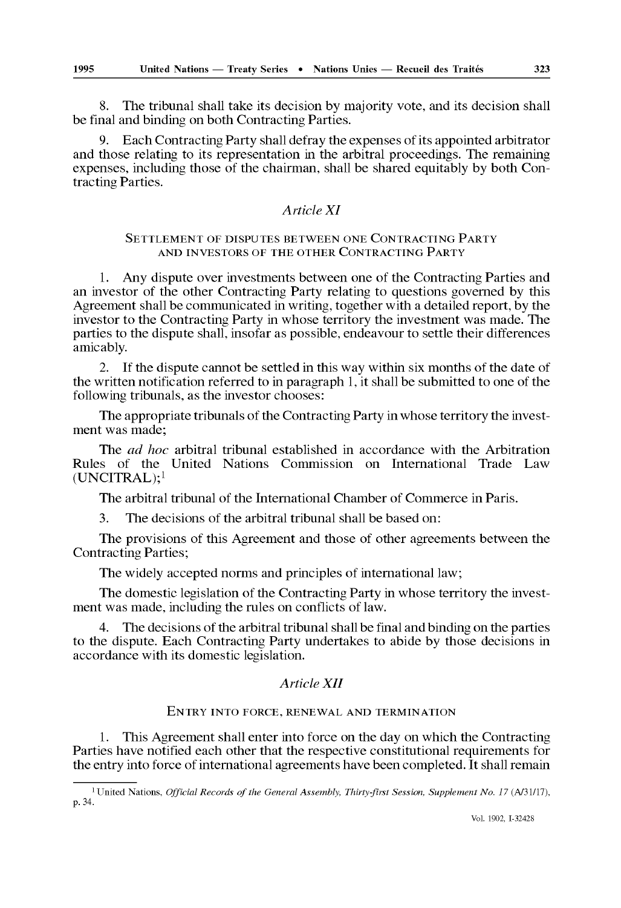8. The tribunal shall take its decision by majority vote, and its decision shall be final and binding on both Contracting Parties.

9. Each Contracting Party shall defray the expenses of its appointed arbitrator and those relating to its representation in the arbitral proceedings. The remaining expenses, including those of the chairman, shall be shared equitably by both Contracting Parties.

## *Article XI*

### SETTLEMENT OF DISPUTES BETWEEN ONE CONTRACTING PARTY AND INVESTORS OF THE OTHER CONTRACTING PARTY

1. Any dispute over investments between one of the Contracting Parties and an investor of the other Contracting Party relating to questions governed by this Agreement shall be communicated in writing, together with a detailed report, by the investor to the Contracting Party in whose territory the investment was made. The parties to the dispute shall, insofar as possible, endeavour to settle their differences amicably.

2. If the dispute cannot be settled in this way within six months of the date of the written notification referred to in paragraph 1, it shall be submitted to one of the following tribunals, as the investor chooses:

The appropriate tribunals of the Contracting Party in whose territory the investment was made;

The *ad hoc* arbitral tribunal established in accordance with the Arbitration Rules of the United Nations Commission on International Trade Law (UNCITRAL);[1]

The arbitral tribunal of the International Chamber of Commerce in Paris.

3. The decisions of the arbitral tribunal shall be based on:

The provisions of this Agreement and those of other agreements between the Contracting Parties;

The widely accepted norms and principles of international law;

The domestic legislation of the Contracting Party in whose territory the investment was made, including the rules on conflicts of law.

4. The decisions of the arbitral tribunal shall be final and binding on the parties to the dispute. Each Contracting Party undertakes to abide by those decisions in accordance with its domestic legislation.

## *Article XII*

### ENTRY INTO FORCE, RENEWAL AND TERMINATION

1. This Agreement shall enter into force on the day on which the Contracting Parties have notified each other that the respective constitutional requirements for the entry into force of international agreements have been completed. It shall remain

---

[1] United Nations, *Official Records of the General Assembly, Thirty-first Session, Supplement No. 17* (A/31/17), p. 34.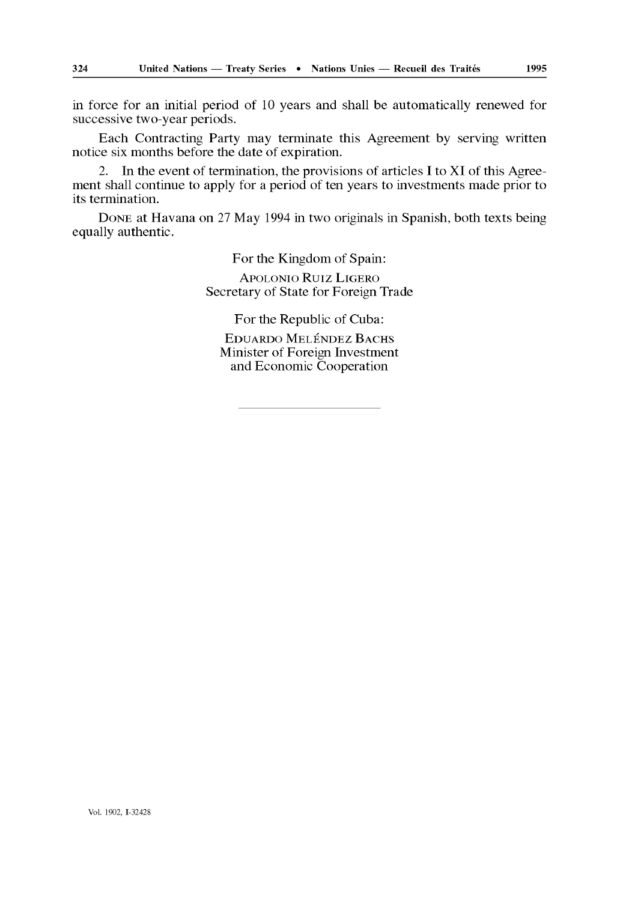in force for an initial period of 10 years and shall be automatically renewed for successive two-year periods.

Each Contracting Party may terminate this Agreement by serving written notice six months before the date of expiration.

2. In the event of termination, the provisions of articles I to XI of this Agreement shall continue to apply for a period of ten years to investments made prior to its termination.

DONE at Havana on 27 May 1994 in two originals in Spanish, both texts being equally authentic.

For the Kingdom of Spain:

APOLONIO RUIZ LIGERO
Secretary of State for Foreign Trade

For the Republic of Cuba:

EDUARDO MELÉNDEZ BACHS
Minister of Foreign Investment
and Economic Cooperation